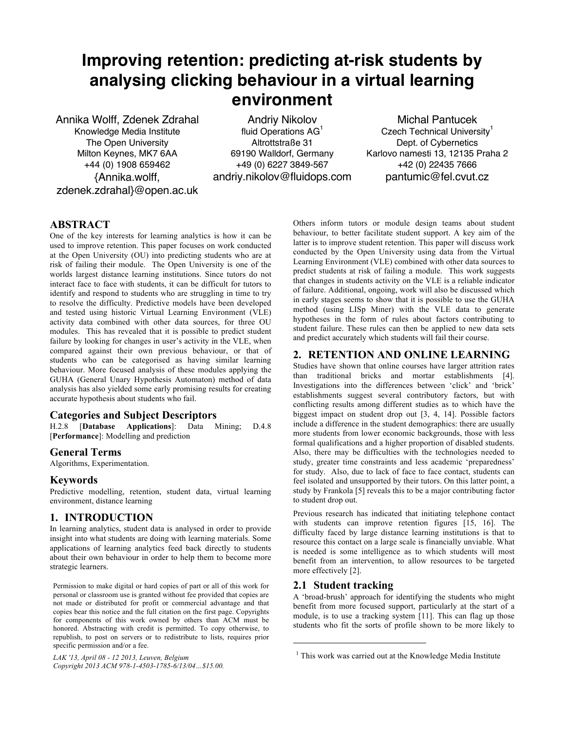# Improving retention: predicting at-risk students by analysing clicking behaviour in a virtual learning environment

Annika Wolff, Zdenek Zdrahal
Knowledge Media Institute
The Open University
Milton Keynes, MK7 6AA
+44 (0) 1908 659462
{Annika.wolff, zdenek.zdrahal}@open.ac.uk

Andriy Nikolov
fluid Operations AG[1]
Altrottstraße 31
69190 Walldorf, Germany
+49 (0) 6227 3849-567
andriy.nikolov@fluidops.com

Michal Pantucek
Czech Technical University[1]
Dept. of Cybernetics
Karlovo namesti 13, 12135 Praha 2
+42 (0) 22435 7666
pantumic@fel.cvut.cz

## ABSTRACT

One of the key interests for learning analytics is how it can be used to improve retention. This paper focuses on work conducted at the Open University (OU) into predicting students who are at risk of failing their module. The Open University is one of the worlds largest distance learning institutions. Since tutors do not interact face to face with students, it can be difficult for tutors to identify and respond to students who are struggling in time to try to resolve the difficulty. Predictive models have been developed and tested using historic Virtual Learning Environment (VLE) activity data combined with other data sources, for three OU modules. This has revealed that it is possible to predict student failure by looking for changes in user's activity in the VLE, when compared against their own previous behaviour, or that of students who can be categorised as having similar learning behaviour. More focused analysis of these modules applying the GUHA (General Unary Hypothesis Automaton) method of data analysis has also yielded some early promising results for creating accurate hypothesis about students who fail.

### Categories and Subject Descriptors

H.2.8 [**Database Applications**]: Data Mining; D.4.8 [**Performance**]: Modelling and prediction

### General Terms

Algorithms, Experimentation.

### Keywords

Predictive modelling, retention, student data, virtual learning environment, distance learning

## 1. INTRODUCTION

In learning analytics, student data is analysed in order to provide insight into what students are doing with learning materials. Some applications of learning analytics feed back directly to students about their own behaviour in order to help them to become more strategic learners.

Others inform tutors or module design teams about student behaviour, to better facilitate student support. A key aim of the latter is to improve student retention. This paper will discuss work conducted by the Open University using data from the Virtual Learning Environment (VLE) combined with other data sources to predict students at risk of failing a module. This work suggests that changes in students activity on the VLE is a reliable indicator of failure. Additional, ongoing, work will also be discussed which in early stages seems to show that it is possible to use the GUHA method (using LISp Miner) with the VLE data to generate hypotheses in the form of rules about factors contributing to student failure. These rules can then be applied to new data sets and predict accurately which students will fail their course.

## 2. RETENTION AND ONLINE LEARNING

Studies have shown that online courses have larger attrition rates than traditional bricks and mortar establishments [4]. Investigations into the differences between 'click' and 'brick' establishments suggest several contributory factors, but with conflicting results among different studies as to which have the biggest impact on student drop out [3, 4, 14]. Possible factors include a difference in the student demographics: there are usually more students from lower economic backgrounds, those with less formal qualifications and a higher proportion of disabled students. Also, there may be difficulties with the technologies needed to study, greater time constraints and less academic 'preparedness' for study. Also, due to lack of face to face contact, students can feel isolated and unsupported by their tutors. On this latter point, a study by Frankola [5] reveals this to be a major contributing factor to student drop out.

Previous research has indicated that initiating telephone contact with students can improve retention figures [15, 16]. The difficulty faced by large distance learning institutions is that to resource this contact on a large scale is financially unviable. What is needed is some intelligence as to which students will most benefit from an intervention, to allow resources to be targeted more effectively [2].

### 2.1 Student tracking

A 'broad-brush' approach for identifying the students who might benefit from more focused support, particularly at the start of a module, is to use a tracking system [11]. This can flag up those students who fit the sorts of profile shown to be more likely to

Permission to make digital or hard copies of part or all of this work for personal or classroom use is granted without fee provided that copies are not made or distributed for profit or commercial advantage and that copies bear this notice and the full citation on the first page. Copyrights for components of this work owned by others than ACM must be honored. Abstracting with credit is permitted. To copy otherwise, to republish, to post on servers or to redistribute to lists, requires prior specific permission and/or a fee.

*LAK '13, April 08 - 12 2013, Leuven, Belgium*
*Copyright 2013 ACM 978-1-4503-1785-6/13/04…$15.00.*

[1] This work was carried out at the Knowledge Media Institute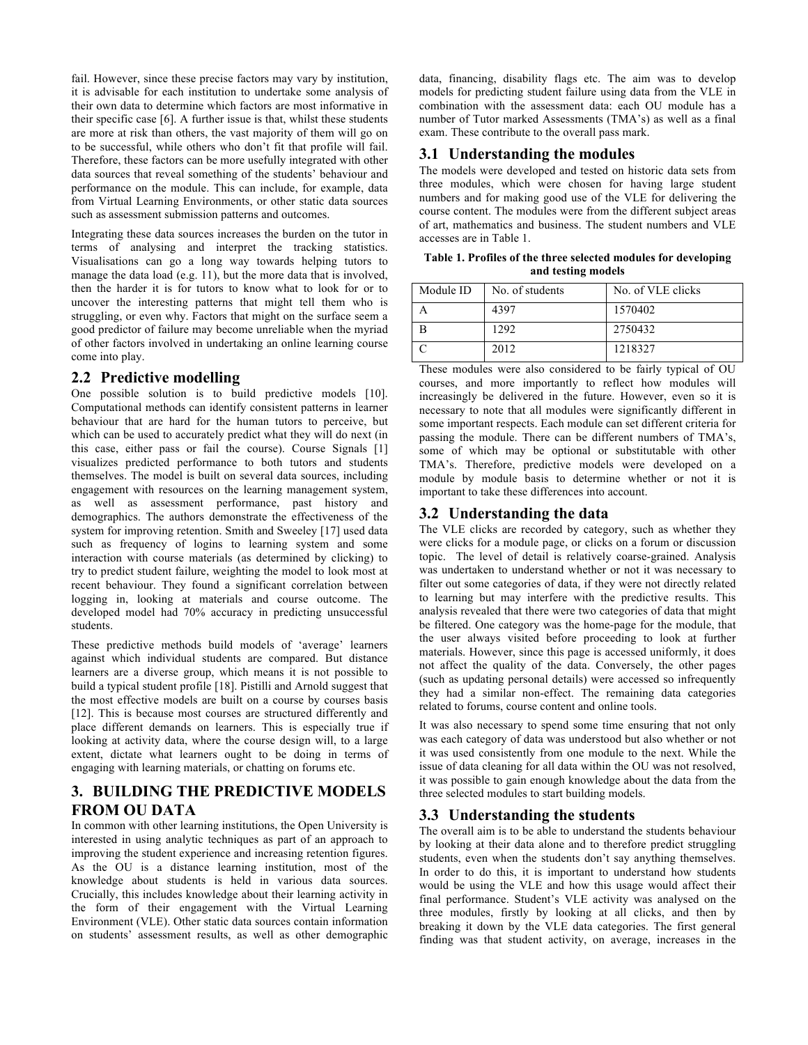fail. However, since these precise factors may vary by institution, it is advisable for each institution to undertake some analysis of their own data to determine which factors are most informative in their specific case [6]. A further issue is that, whilst these students are more at risk than others, the vast majority of them will go on to be successful, while others who don't fit that profile will fail. Therefore, these factors can be more usefully integrated with other data sources that reveal something of the students' behaviour and performance on the module. This can include, for example, data from Virtual Learning Environments, or other static data sources such as assessment submission patterns and outcomes.

Integrating these data sources increases the burden on the tutor in terms of analysing and interpret the tracking statistics. Visualisations can go a long way towards helping tutors to manage the data load (e.g. 11), but the more data that is involved, then the harder it is for tutors to know what to look for or to uncover the interesting patterns that might tell them who is struggling, or even why. Factors that might on the surface seem a good predictor of failure may become unreliable when the myriad of other factors involved in undertaking an online learning course come into play.

## 2.2 Predictive modelling

One possible solution is to build predictive models [10]. Computational methods can identify consistent patterns in learner behaviour that are hard for the human tutors to perceive, but which can be used to accurately predict what they will do next (in this case, either pass or fail the course). Course Signals [1] visualizes predicted performance to both tutors and students themselves. The model is built on several data sources, including engagement with resources on the learning management system, as well as assessment performance, past history and demographics. The authors demonstrate the effectiveness of the system for improving retention. Smith and Sweeley [17] used data such as frequency of logins to learning system and some interaction with course materials (as determined by clicking) to try to predict student failure, weighting the model to look most at recent behaviour. They found a significant correlation between logging in, looking at materials and course outcome. The developed model had 70% accuracy in predicting unsuccessful students.

These predictive methods build models of 'average' learners against which individual students are compared. But distance learners are a diverse group, which means it is not possible to build a typical student profile [18]. Pistilli and Arnold suggest that the most effective models are built on a course by courses basis [12]. This is because most courses are structured differently and place different demands on learners. This is especially true if looking at activity data, where the course design will, to a large extent, dictate what learners ought to be doing in terms of engaging with learning materials, or chatting on forums etc.

# 3. BUILDING THE PREDICTIVE MODELS FROM OU DATA

In common with other learning institutions, the Open University is interested in using analytic techniques as part of an approach to improving the student experience and increasing retention figures. As the OU is a distance learning institution, most of the knowledge about students is held in various data sources. Crucially, this includes knowledge about their learning activity in the form of their engagement with the Virtual Learning Environment (VLE). Other static data sources contain information on students' assessment results, as well as other demographic data, financing, disability flags etc. The aim was to develop models for predicting student failure using data from the VLE in combination with the assessment data: each OU module has a number of Tutor marked Assessments (TMA's) as well as a final exam. These contribute to the overall pass mark.

## 3.1 Understanding the modules

The models were developed and tested on historic data sets from three modules, which were chosen for having large student numbers and for making good use of the VLE for delivering the course content. The modules were from the different subject areas of art, mathematics and business. The student numbers and VLE accesses are in Table 1.

**Table 1. Profiles of the three selected modules for developing and testing models**

| Module ID | No. of students | No. of VLE clicks |
|---|---|---|
| A | 4397 | 1570402 |
| B | 1292 | 2750432 |
| C | 2012 | 1218327 |

These modules were also considered to be fairly typical of OU courses, and more importantly to reflect how modules will increasingly be delivered in the future. However, even so it is necessary to note that all modules were significantly different in some important respects. Each module can set different criteria for passing the module. There can be different numbers of TMA's, some of which may be optional or substitutable with other TMA's. Therefore, predictive models were developed on a module by module basis to determine whether or not it is important to take these differences into account.

## 3.2 Understanding the data

The VLE clicks are recorded by category, such as whether they were clicks for a module page, or clicks on a forum or discussion topic. The level of detail is relatively coarse-grained. Analysis was undertaken to understand whether or not it was necessary to filter out some categories of data, if they were not directly related to learning but may interfere with the predictive results. This analysis revealed that there were two categories of data that might be filtered. One category was the home-page for the module, that the user always visited before proceeding to look at further materials. However, since this page is accessed uniformly, it does not affect the quality of the data. Conversely, the other pages (such as updating personal details) were accessed so infrequently they had a similar non-effect. The remaining data categories related to forums, course content and online tools.

It was also necessary to spend some time ensuring that not only was each category of data was understood but also whether or not it was used consistently from one module to the next. While the issue of data cleaning for all data within the OU was not resolved, it was possible to gain enough knowledge about the data from the three selected modules to start building models.

## 3.3 Understanding the students

The overall aim is to be able to understand the students behaviour by looking at their data alone and to therefore predict struggling students, even when the students don't say anything themselves. In order to do this, it is important to understand how students would be using the VLE and how this usage would affect their final performance. Student's VLE activity was analysed on the three modules, firstly by looking at all clicks, and then by breaking it down by the VLE data categories. The first general finding was that student activity, on average, increases in the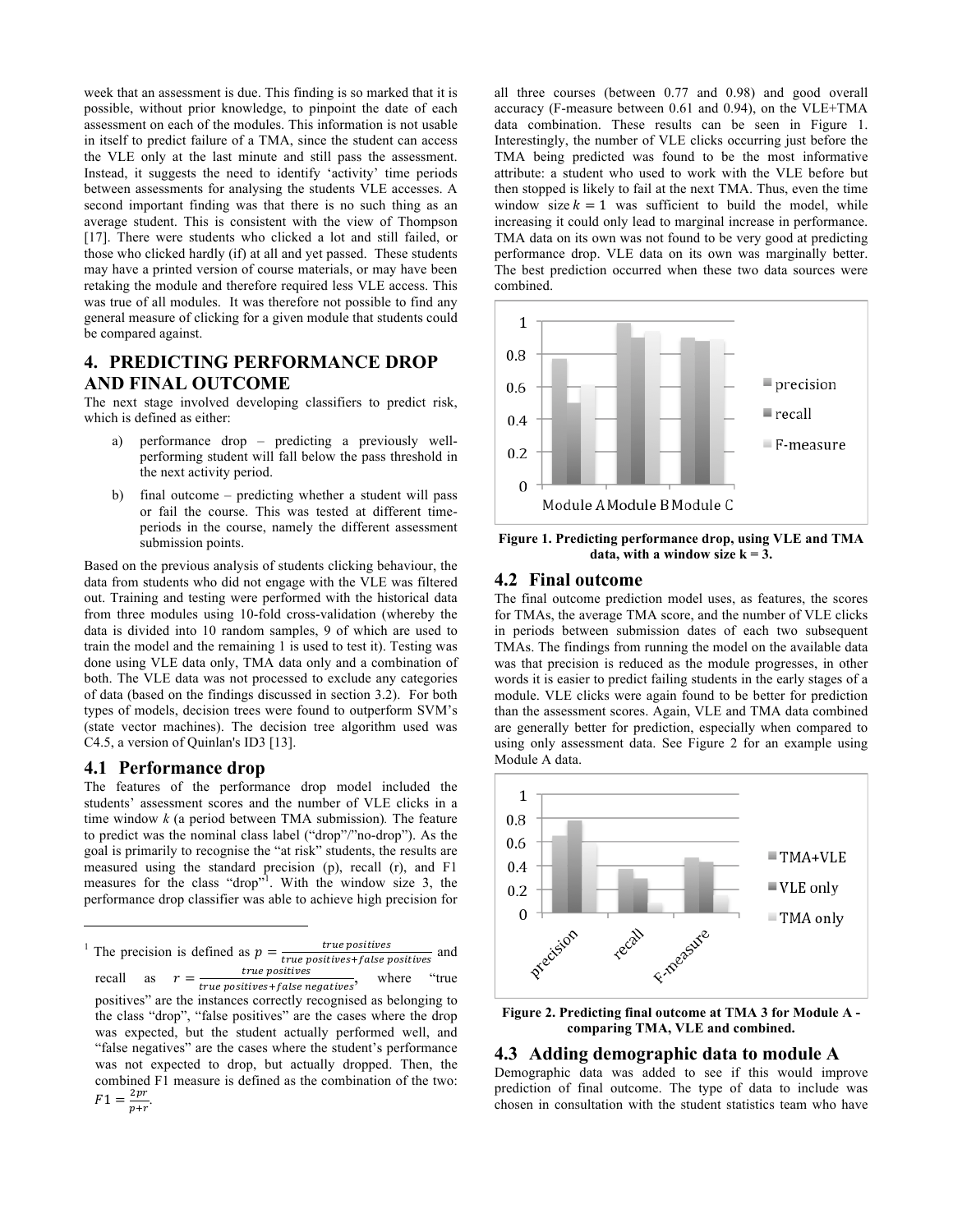week that an assessment is due. This finding is so marked that it is possible, without prior knowledge, to pinpoint the date of each assessment on each of the modules. This information is not usable in itself to predict failure of a TMA, since the student can access the VLE only at the last minute and still pass the assessment. Instead, it suggests the need to identify 'activity' time periods between assessments for analysing the students VLE accesses. A second important finding was that there is no such thing as an average student. This is consistent with the view of Thompson [17]. There were students who clicked a lot and still failed, or those who clicked hardly (if) at all and yet passed. These students may have a printed version of course materials, or may have been retaking the module and therefore required less VLE access. This was true of all modules. It was therefore not possible to find any general measure of clicking for a given module that students could be compared against.

## 4. PREDICTING PERFORMANCE DROP AND FINAL OUTCOME

The next stage involved developing classifiers to predict risk, which is defined as either:

a) performance drop – predicting a previously well-performing student will fall below the pass threshold in the next activity period.

b) final outcome – predicting whether a student will pass or fail the course. This was tested at different time-periods in the course, namely the different assessment submission points.

Based on the previous analysis of students clicking behaviour, the data from students who did not engage with the VLE was filtered out. Training and testing were performed with the historical data from three modules using 10-fold cross-validation (whereby the data is divided into 10 random samples, 9 of which are used to train the model and the remaining 1 is used to test it). Testing was done using VLE data only, TMA data only and a combination of both. The VLE data was not processed to exclude any categories of data (based on the findings discussed in section 3.2). For both types of models, decision trees were found to outperform SVM's (state vector machines). The decision tree algorithm used was C4.5, a version of Quinlan's ID3 [13].

### 4.1 Performance drop

The features of the performance drop model included the students' assessment scores and the number of VLE clicks in a time window $k$ (a period between TMA submission). The feature to predict was the nominal class label ("drop"/"no-drop"). As the goal is primarily to recognise the "at risk" students, the results are measured using the standard precision (p), recall (r), and F1 measures for the class "drop"[1]. With the window size 3, the performance drop classifier was able to achieve high precision for all three courses (between 0.77 and 0.98) and good overall accuracy (F-measure between 0.61 and 0.94), on the VLE+TMA data combination. These results can be seen in Figure 1. Interestingly, the number of VLE clicks occurring just before the TMA being predicted was found to be the most informative attribute: a student who used to work with the VLE before but then stopped is likely to fail at the next TMA. Thus, even the time window size $k = 1$ was sufficient to build the model, while increasing it could only lead to marginal increase in performance. TMA data on its own was not found to be very good at predicting performance drop. VLE data on its own was marginally better. The best prediction occurred when these two data sources were combined.

**Figure 1. Predicting performance drop, using VLE and TMA data, with a window size k = 3.**

### 4.2 Final outcome

The final outcome prediction model uses, as features, the scores for TMAs, the average TMA score, and the number of VLE clicks in periods between submission dates of each two subsequent TMAs. The findings from running the model on the available data was that precision is reduced as the module progresses, in other words it is easier to predict failing students in the early stages of a module. VLE clicks were again found to be better for prediction than the assessment scores. Again, VLE and TMA data combined are generally better for prediction, especially when compared to using only assessment data. See Figure 2 for an example using Module A data.

**Figure 2. Predicting final outcome at TMA 3 for Module A - comparing TMA, VLE and combined.**

### 4.3 Adding demographic data to module A

Demographic data was added to see if this would improve prediction of final outcome. The type of data to include was chosen in consultation with the student statistics team who have

---

[1] The precision is defined as $p = \frac{true\ positives}{true\ positives + false\ positives}$ and recall as $r = \frac{true\ positives}{true\ positives + false\ negatives}$, where "true positives" are the instances correctly recognised as belonging to the class "drop", "false positives" are the cases where the drop was expected, but the student actually performed well, and "false negatives" are the cases where the student's performance was not expected to drop, but actually dropped. Then, the combined F1 measure is defined as the combination of the two: $F1 = \frac{2pr}{p+r}$.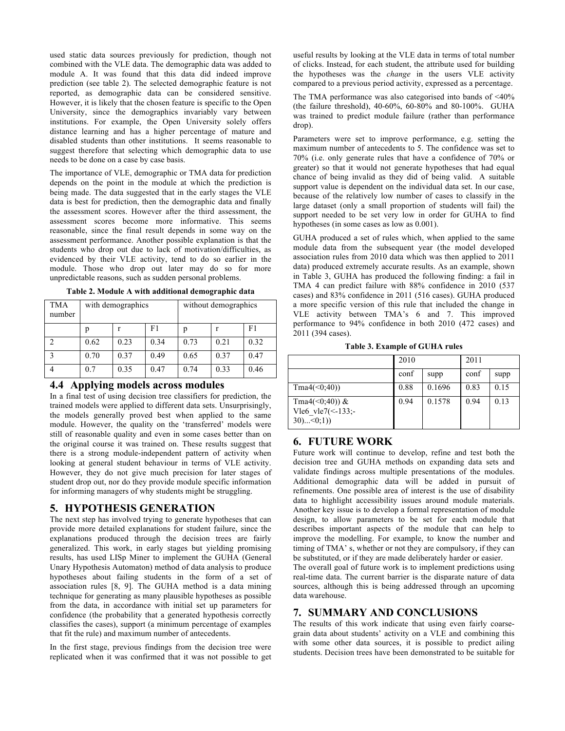used static data sources previously for prediction, though not combined with the VLE data. The demographic data was added to module A. It was found that this data did indeed improve prediction (see table 2). The selected demographic feature is not reported, as demographic data can be considered sensitive. However, it is likely that the chosen feature is specific to the Open University, since the demographics invariably vary between institutions. For example, the Open University solely offers distance learning and has a higher percentage of mature and disabled students than other institutions. It seems reasonable to suggest therefore that selecting which demographic data to use needs to be done on a case by case basis.

The importance of VLE, demographic or TMA data for prediction depends on the point in the module at which the prediction is being made. The data suggested that in the early stages the VLE data is best for prediction, then the demographic data and finally the assessment scores. However after the third assessment, the assessment scores become more informative. This seems reasonable, since the final result depends in some way on the assessment performance. Another possible explanation is that the students who drop out due to lack of motivation/difficulties, as evidenced by their VLE activity, tend to do so earlier in the module. Those who drop out later may do so for more unpredictable reasons, such as sudden personal problems.

**Table 2. Module A with additional demographic data**

| TMA number | with demographics | | | without demographics | | |
|---|---|---|---|---|---|---|
| | p | r | F1 | p | r | F1 |
| 2 | 0.62 | 0.23 | 0.34 | 0.73 | 0.21 | 0.32 |
| 3 | 0.70 | 0.37 | 0.49 | 0.65 | 0.37 | 0.47 |
| 4 | 0.7 | 0.35 | 0.47 | 0.74 | 0.33 | 0.46 |

## 4.4 Applying models across modules

In a final test of using decision tree classifiers for prediction, the trained models were applied to different data sets. Unsurprisingly, the models generally proved best when applied to the same module. However, the quality on the 'transferred' models were still of reasonable quality and even in some cases better than on the original course it was trained on. These results suggest that there is a strong module-independent pattern of activity when looking at general student behaviour in terms of VLE activity. However, they do not give much precision for later stages of student drop out, nor do they provide module specific information for informing managers of why students might be struggling.

## 5. HYPOTHESIS GENERATION

The next step has involved trying to generate hypotheses that can provide more detailed explanations for student failure, since the explanations produced through the decision trees are fairly generalized. This work, in early stages but yielding promising results, has used LISp Miner to implement the GUHA (General Unary Hypothesis Automaton) method of data analysis to produce hypotheses about failing students in the form of a set of association rules [8, 9]. The GUHA method is a data mining technique for generating as many plausible hypotheses as possible from the data, in accordance with initial set up parameters for confidence (the probability that a generated hypothesis correctly classifies the cases), support (a minimum percentage of examples that fit the rule) and maximum number of antecedents.

In the first stage, previous findings from the decision tree were replicated when it was confirmed that it was not possible to get useful results by looking at the VLE data in terms of total number of clicks. Instead, for each student, the attribute used for building the hypotheses was the *change* in the users VLE activity compared to a previous period activity, expressed as a percentage.

The TMA performance was also categorised into bands of <40% (the failure threshold), 40-60%, 60-80% and 80-100%. GUHA was trained to predict module failure (rather than performance drop).

Parameters were set to improve performance, e.g. setting the maximum number of antecedents to 5. The confidence was set to 70% (i.e. only generate rules that have a confidence of 70% or greater) so that it would not generate hypotheses that had equal chance of being invalid as they did of being valid. A suitable support value is dependent on the individual data set. In our case, because of the relatively low number of cases to classify in the large dataset (only a small proportion of students will fail) the support needed to be set very low in order for GUHA to find hypotheses (in some cases as low as 0.001).

GUHA produced a set of rules which, when applied to the same module data from the subsequent year (the model developed association rules from 2010 data which was then applied to 2011 data) produced extremely accurate results. As an example, shown in Table 3, GUHA has produced the following finding: a fail in TMA 4 can predict failure with 88% confidence in 2010 (537 cases) and 83% confidence in 2011 (516 cases). GUHA produced a more specific version of this rule that included the change in VLE activity between TMA's 6 and 7. This improved performance to 94% confidence in both 2010 (472 cases) and 2011 (394 cases).

**Table 3. Example of GUHA rules**

| | 2010 | | 2011 | |
|---|---|---|---|---|
| | conf | supp | conf | supp |
| Tma4(<0;40)) | 0.88 | 0.1696 | 0.83 | 0.15 |
| Tma4(<0;40)) & Vle6_vle7(<-133;-30)...<0;1)) | 0.94 | 0.1578 | 0.94 | 0.13 |

## 6. FUTURE WORK

Future work will continue to develop, refine and test both the decision tree and GUHA methods on expanding data sets and validate findings across multiple presentations of the modules. Additional demographic data will be added in pursuit of refinements. One possible area of interest is the use of disability data to highlight accessibility issues around module materials. Another key issue is to develop a formal representation of module design, to allow parameters to be set for each module that describes important aspects of the module that can help to improve the modelling. For example, to know the number and timing of TMA' s, whether or not they are compulsory, if they can be substituted, or if they are made deliberately harder or easier.

The overall goal of future work is to implement predictions using real-time data. The current barrier is the disparate nature of data sources, although this is being addressed through an upcoming data warehouse.

## 7. SUMMARY AND CONCLUSIONS

The results of this work indicate that using even fairly coarse-grain data about students' activity on a VLE and combining this with some other data sources, it is possible to predict ailing students. Decision trees have been demonstrated to be suitable for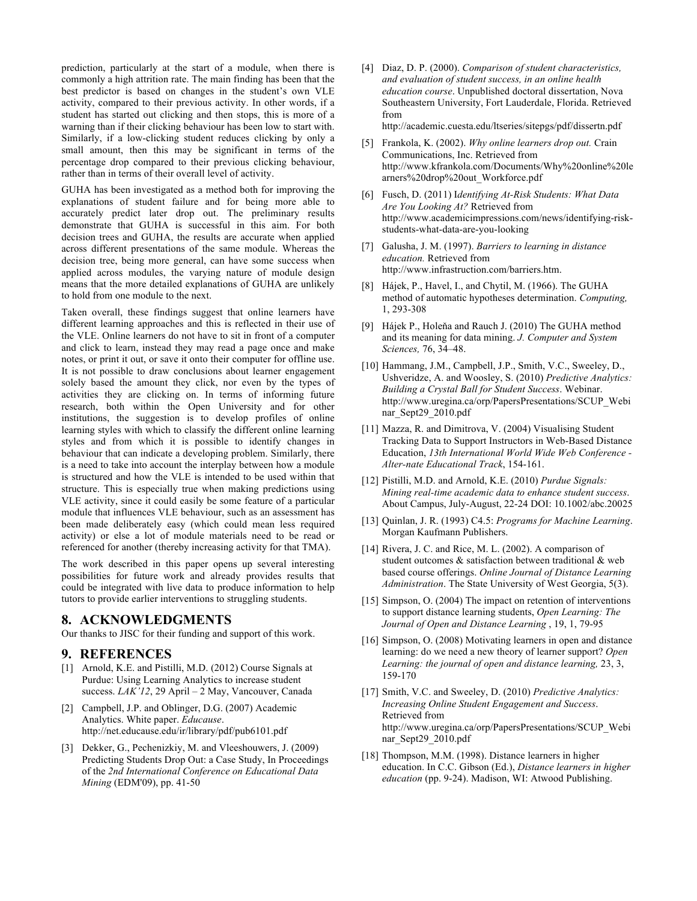prediction, particularly at the start of a module, when there is commonly a high attrition rate. The main finding has been that the best predictor is based on changes in the student's own VLE activity, compared to their previous activity. In other words, if a student has started out clicking and then stops, this is more of a warning than if their clicking behaviour has been low to start with. Similarly, if a low-clicking student reduces clicking by only a small amount, then this may be significant in terms of the percentage drop compared to their previous clicking behaviour, rather than in terms of their overall level of activity.

GUHA has been investigated as a method both for improving the explanations of student failure and for being more able to accurately predict later drop out. The preliminary results demonstrate that GUHA is successful in this aim. For both decision trees and GUHA, the results are accurate when applied across different presentations of the same module. Whereas the decision tree, being more general, can have some success when applied across modules, the varying nature of module design means that the more detailed explanations of GUHA are unlikely to hold from one module to the next.

Taken overall, these findings suggest that online learners have different learning approaches and this is reflected in their use of the VLE. Online learners do not have to sit in front of a computer and click to learn, instead they may read a page once and make notes, or print it out, or save it onto their computer for offline use. It is not possible to draw conclusions about learner engagement solely based the amount they click, nor even by the types of activities they are clicking on. In terms of informing future research, both within the Open University and for other institutions, the suggestion is to develop profiles of online learning styles with which to classify the different online learning styles and from which it is possible to identify changes in behaviour that can indicate a developing problem. Similarly, there is a need to take into account the interplay between how a module is structured and how the VLE is intended to be used within that structure. This is especially true when making predictions using VLE activity, since it could easily be some feature of a particular module that influences VLE behaviour, such as an assessment has been made deliberately easy (which could mean less required activity) or else a lot of module materials need to be read or referenced for another (thereby increasing activity for that TMA).

The work described in this paper opens up several interesting possibilities for future work and already provides results that could be integrated with live data to produce information to help tutors to provide earlier interventions to struggling students.

## 8. ACKNOWLEDGMENTS

Our thanks to JISC for their funding and support of this work.

## 9. REFERENCES

[1] Arnold, K.E. and Pistilli, M.D. (2012) Course Signals at Purdue: Using Learning Analytics to increase student success. *LAK'12*, 29 April – 2 May, Vancouver, Canada

[2] Campbell, J.P. and Oblinger, D.G. (2007) Academic Analytics. White paper. *Educause*. http://net.educause.edu/ir/library/pdf/pub6101.pdf

[3] Dekker, G., Pechenizkiy, M. and Vleeshouwers, J. (2009) Predicting Students Drop Out: a Case Study, In Proceedings of the *2nd International Conference on Educational Data Mining* (EDM'09), pp. 41-50

[4] Diaz, D. P. (2000). *Comparison of student characteristics, and evaluation of student success, in an online health education course*. Unpublished doctoral dissertation, Nova Southeastern University, Fort Lauderdale, Florida. Retrieved from http://academic.cuesta.edu/ltseries/sitepgs/pdf/dissertn.pdf

[5] Frankola, K. (2002). *Why online learners drop out.* Crain Communications, Inc. Retrieved from http://www.kfrankola.com/Documents/Why%20online%20learners%20drop%20out_Workforce.pdf

[6] Fusch, D. (2011) I*dentifying At-Risk Students: What Data Are You Looking At?* Retrieved from http://www.academicimpressions.com/news/identifying-risk-students-what-data-are-you-looking

[7] Galusha, J. M. (1997). *Barriers to learning in distance education.* Retrieved from http://www.infrastruction.com/barriers.htm.

[8] Hájek, P., Havel, I., and Chytil, M. (1966). The GUHA method of automatic hypotheses determination. *Computing,* 1, 293-308

[9] Hájek P., Holeňa and Rauch J. (2010) The GUHA method and its meaning for data mining. *J. Computer and System Sciences,* 76, 34–48.

[10] Hammang, J.M., Campbell, J.P., Smith, V.C., Sweeley, D., Ushveridze, A. and Woosley, S. (2010) *Predictive Analytics: Building a Crystal Ball for Student Success*. Webinar. http://www.uregina.ca/orp/PapersPresentations/SCUP_Webinar_Sept29_2010.pdf

[11] Mazza, R. and Dimitrova, V. (2004) Visualising Student Tracking Data to Support Instructors in Web-Based Distance Education, *13th International World Wide Web Conference - Alter-nate Educational Track*, 154-161.

[12] Pistilli, M.D. and Arnold, K.E. (2010) *Purdue Signals: Mining real-time academic data to enhance student success*. About Campus, July-August, 22-24 DOI: 10.1002/abc.20025

[13] Quinlan, J. R. (1993) C4.5: *Programs for Machine Learning*. Morgan Kaufmann Publishers.

[14] Rivera, J. C. and Rice, M. L. (2002). A comparison of student outcomes & satisfaction between traditional & web based course offerings. *Online Journal of Distance Learning Administration*. The State University of West Georgia, 5(3).

[15] Simpson, O. (2004) The impact on retention of interventions to support distance learning students, *Open Learning: The Journal of Open and Distance Learning* , 19, 1, 79-95

[16] Simpson, O. (2008) Motivating learners in open and distance learning: do we need a new theory of learner support? *Open Learning: the journal of open and distance learning,* 23, 3, 159-170

[17] Smith, V.C. and Sweeley, D. (2010) *Predictive Analytics: Increasing Online Student Engagement and Success*. Retrieved from http://www.uregina.ca/orp/PapersPresentations/SCUP_Webinar_Sept29_2010.pdf

[18] Thompson, M.M. (1998). Distance learners in higher education. In C.C. Gibson (Ed.), *Distance learners in higher education* (pp. 9-24). Madison, WI: Atwood Publishing.